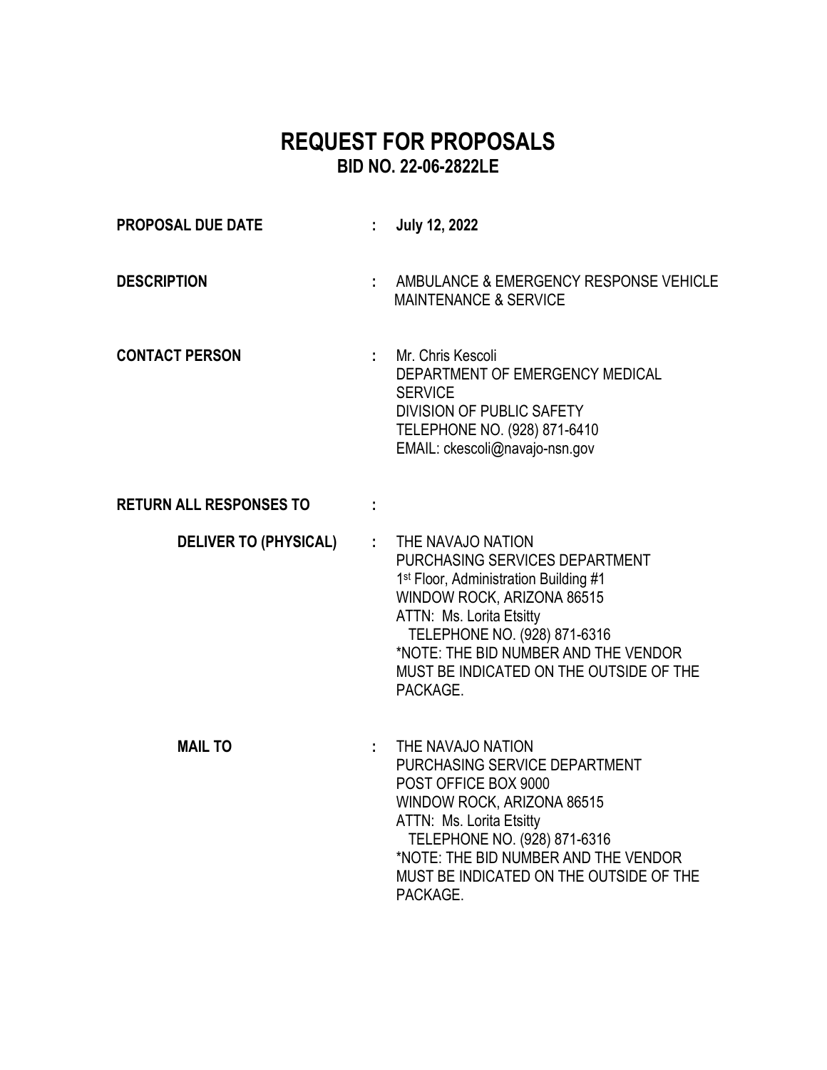# REQUEST FOR PROPOSALS

## BID NO. 22-06-2822LE

| | | |
|---|---|---|
| **PROPOSAL DUE DATE** | : | **July 12, 2022** |
| **DESCRIPTION** | : | AMBULANCE & EMERGENCY RESPONSE VEHICLE MAINTENANCE & SERVICE |
| **CONTACT PERSON** | : | Mr. Chris Kescoli<br>DEPARTMENT OF EMERGENCY MEDICAL SERVICE<br>DIVISION OF PUBLIC SAFETY<br>TELEPHONE NO. (928) 871-6410<br>EMAIL: ckescoli@navajo-nsn.gov |
| **RETURN ALL RESPONSES TO** | : | |
| **DELIVER TO (PHYSICAL)** | : | THE NAVAJO NATION<br>PURCHASING SERVICES DEPARTMENT<br>1st Floor, Administration Building #1<br>WINDOW ROCK, ARIZONA 86515<br>ATTN: Ms. Lorita Etsitty<br>TELEPHONE NO. (928) 871-6316<br>*NOTE: THE BID NUMBER AND THE VENDOR MUST BE INDICATED ON THE OUTSIDE OF THE PACKAGE. |
| **MAIL TO** | : | THE NAVAJO NATION<br>PURCHASING SERVICE DEPARTMENT<br>POST OFFICE BOX 9000<br>WINDOW ROCK, ARIZONA 86515<br>ATTN: Ms. Lorita Etsitty<br>TELEPHONE NO. (928) 871-6316<br>*NOTE: THE BID NUMBER AND THE VENDOR MUST BE INDICATED ON THE OUTSIDE OF THE PACKAGE. |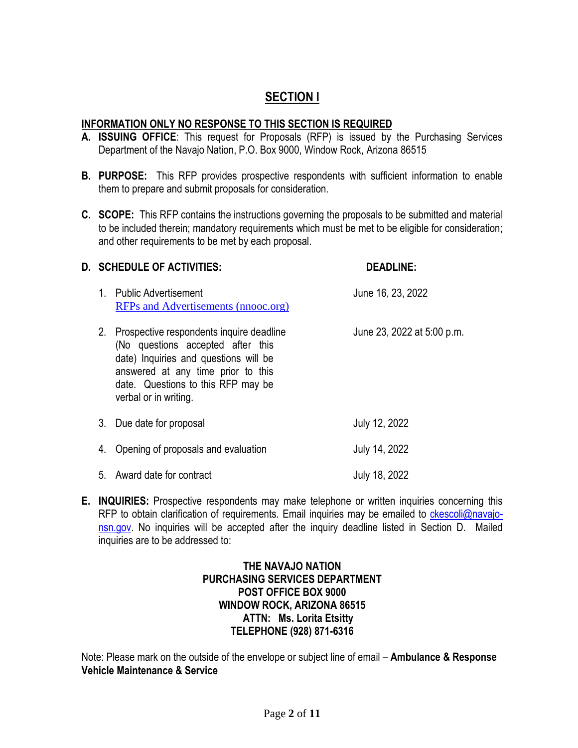# SECTION I

**INFORMATION ONLY NO RESPONSE TO THIS SECTION IS REQUIRED**

**A. ISSUING OFFICE**: This request for Proposals (RFP) is issued by the Purchasing Services Department of the Navajo Nation, P.O. Box 9000, Window Rock, Arizona 86515

**B. PURPOSE:** This RFP provides prospective respondents with sufficient information to enable them to prepare and submit proposals for consideration.

**C. SCOPE:** This RFP contains the instructions governing the proposals to be submitted and material to be included therein; mandatory requirements which must be met to be eligible for consideration; and other requirements to be met by each proposal.

**D. SCHEDULE OF ACTIVITIES:**

| SCHEDULE OF ACTIVITIES: | DEADLINE: |
|---|---|
| 1. Public Advertisement [RFPs and Advertisements (nnooc.org)](nnooc.org) | June 16, 23, 2022 |
| 2. Prospective respondents inquire deadline (No questions accepted after this date) Inquiries and questions will be answered at any time prior to this date. Questions to this RFP may be verbal or in writing. | June 23, 2022 at 5:00 p.m. |
| 3. Due date for proposal | July 12, 2022 |
| 4. Opening of proposals and evaluation | July 14, 2022 |
| 5. Award date for contract | July 18, 2022 |

**E. INQUIRIES:** Prospective respondents may make telephone or written inquiries concerning this RFP to obtain clarification of requirements. Email inquiries may be emailed to ckescoli@navajo-nsn.gov. No inquiries will be accepted after the inquiry deadline listed in Section D. Mailed inquiries are to be addressed to:

**THE NAVAJO NATION**
**PURCHASING SERVICES DEPARTMENT**
**POST OFFICE BOX 9000**
**WINDOW ROCK, ARIZONA 86515**
**ATTN: Ms. Lorita Etsitty**
**TELEPHONE (928) 871-6316**

Note: Please mark on the outside of the envelope or subject line of email – **Ambulance & Response Vehicle Maintenance & Service**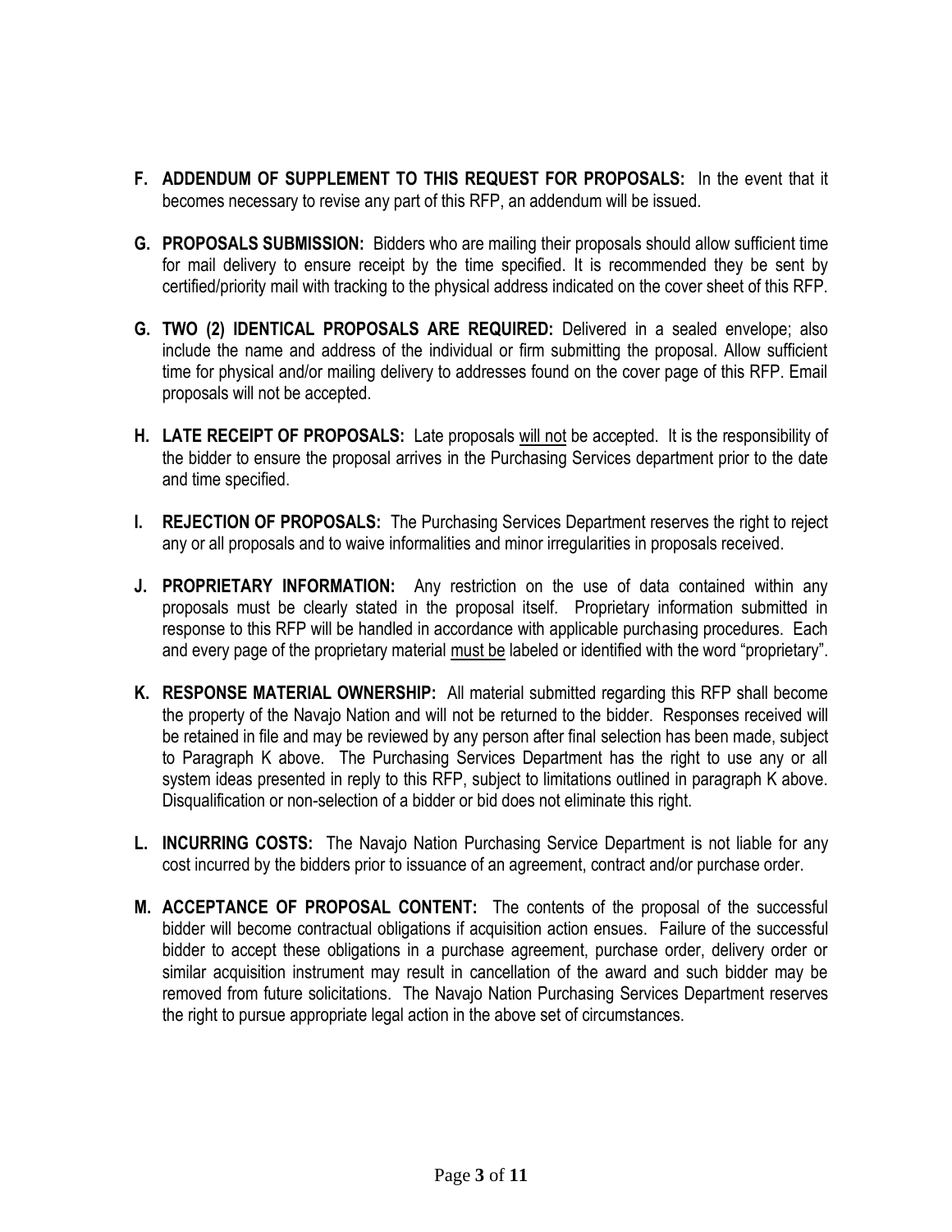**F. ADDENDUM OF SUPPLEMENT TO THIS REQUEST FOR PROPOSALS:** In the event that it becomes necessary to revise any part of this RFP, an addendum will be issued.

**G. PROPOSALS SUBMISSION:** Bidders who are mailing their proposals should allow sufficient time for mail delivery to ensure receipt by the time specified. It is recommended they be sent by certified/priority mail with tracking to the physical address indicated on the cover sheet of this RFP.

**G. TWO (2) IDENTICAL PROPOSALS ARE REQUIRED:** Delivered in a sealed envelope; also include the name and address of the individual or firm submitting the proposal. Allow sufficient time for physical and/or mailing delivery to addresses found on the cover page of this RFP. Email proposals will not be accepted.

**H. LATE RECEIPT OF PROPOSALS:** Late proposals will not be accepted. It is the responsibility of the bidder to ensure the proposal arrives in the Purchasing Services department prior to the date and time specified.

**I. REJECTION OF PROPOSALS:** The Purchasing Services Department reserves the right to reject any or all proposals and to waive informalities and minor irregularities in proposals received.

**J. PROPRIETARY INFORMATION:** Any restriction on the use of data contained within any proposals must be clearly stated in the proposal itself. Proprietary information submitted in response to this RFP will be handled in accordance with applicable purchasing procedures. Each and every page of the proprietary material must be labeled or identified with the word "proprietary".

**K. RESPONSE MATERIAL OWNERSHIP:** All material submitted regarding this RFP shall become the property of the Navajo Nation and will not be returned to the bidder. Responses received will be retained in file and may be reviewed by any person after final selection has been made, subject to Paragraph K above. The Purchasing Services Department has the right to use any or all system ideas presented in reply to this RFP, subject to limitations outlined in paragraph K above. Disqualification or non-selection of a bidder or bid does not eliminate this right.

**L. INCURRING COSTS:** The Navajo Nation Purchasing Service Department is not liable for any cost incurred by the bidders prior to issuance of an agreement, contract and/or purchase order.

**M. ACCEPTANCE OF PROPOSAL CONTENT:** The contents of the proposal of the successful bidder will become contractual obligations if acquisition action ensues. Failure of the successful bidder to accept these obligations in a purchase agreement, purchase order, delivery order or similar acquisition instrument may result in cancellation of the award and such bidder may be removed from future solicitations. The Navajo Nation Purchasing Services Department reserves the right to pursue appropriate legal action in the above set of circumstances.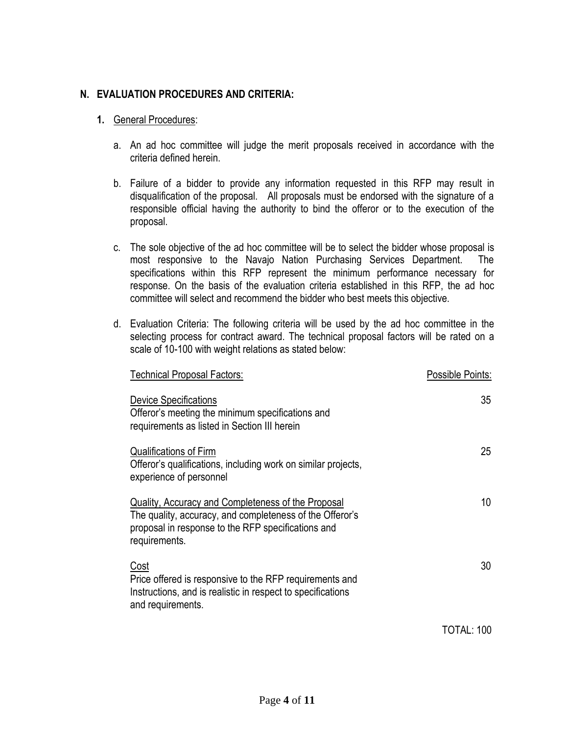## N. EVALUATION PROCEDURES AND CRITERIA:

**1.** General Procedures:

a. An ad hoc committee will judge the merit proposals received in accordance with the criteria defined herein.

b. Failure of a bidder to provide any information requested in this RFP may result in disqualification of the proposal. All proposals must be endorsed with the signature of a responsible official having the authority to bind the offeror or to the execution of the proposal.

c. The sole objective of the ad hoc committee will be to select the bidder whose proposal is most responsive to the Navajo Nation Purchasing Services Department. The specifications within this RFP represent the minimum performance necessary for response. On the basis of the evaluation criteria established in this RFP, the ad hoc committee will select and recommend the bidder who best meets this objective.

d. Evaluation Criteria: The following criteria will be used by the ad hoc committee in the selecting process for contract award. The technical proposal factors will be rated on a scale of 10-100 with weight relations as stated below:

| Technical Proposal Factors: | Possible Points: |
|---|---|
| Device Specifications<br>Offeror's meeting the minimum specifications and requirements as listed in Section III herein | 35 |
| Qualifications of Firm<br>Offeror's qualifications, including work on similar projects, experience of personnel | 25 |
| Quality, Accuracy and Completeness of the Proposal<br>The quality, accuracy, and completeness of the Offeror's proposal in response to the RFP specifications and requirements. | 10 |
| Cost<br>Price offered is responsive to the RFP requirements and Instructions, and is realistic in respect to specifications and requirements. | 30 |
| | TOTAL: 100 |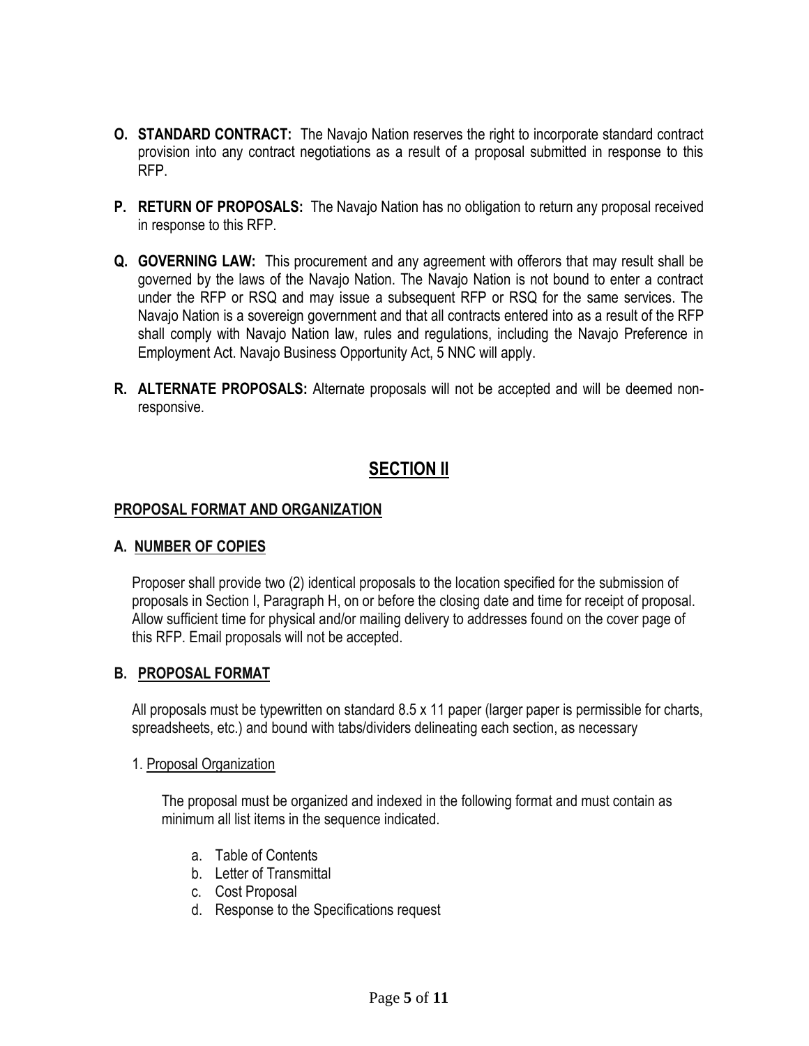**O. STANDARD CONTRACT:** The Navajo Nation reserves the right to incorporate standard contract provision into any contract negotiations as a result of a proposal submitted in response to this RFP.

**P. RETURN OF PROPOSALS:** The Navajo Nation has no obligation to return any proposal received in response to this RFP.

**Q. GOVERNING LAW:** This procurement and any agreement with offerors that may result shall be governed by the laws of the Navajo Nation. The Navajo Nation is not bound to enter a contract under the RFP or RSQ and may issue a subsequent RFP or RSQ for the same services. The Navajo Nation is a sovereign government and that all contracts entered into as a result of the RFP shall comply with Navajo Nation law, rules and regulations, including the Navajo Preference in Employment Act. Navajo Business Opportunity Act, 5 NNC will apply.

**R. ALTERNATE PROPOSALS:** Alternate proposals will not be accepted and will be deemed non-responsive.

## SECTION II

### PROPOSAL FORMAT AND ORGANIZATION

### A. NUMBER OF COPIES

Proposer shall provide two (2) identical proposals to the location specified for the submission of proposals in Section I, Paragraph H, on or before the closing date and time for receipt of proposal. Allow sufficient time for physical and/or mailing delivery to addresses found on the cover page of this RFP. Email proposals will not be accepted.

### B. PROPOSAL FORMAT

All proposals must be typewritten on standard 8.5 x 11 paper (larger paper is permissible for charts, spreadsheets, etc.) and bound with tabs/dividers delineating each section, as necessary

1. Proposal Organization

The proposal must be organized and indexed in the following format and must contain as minimum all list items in the sequence indicated.

a. Table of Contents
b. Letter of Transmittal
c. Cost Proposal
d. Response to the Specifications request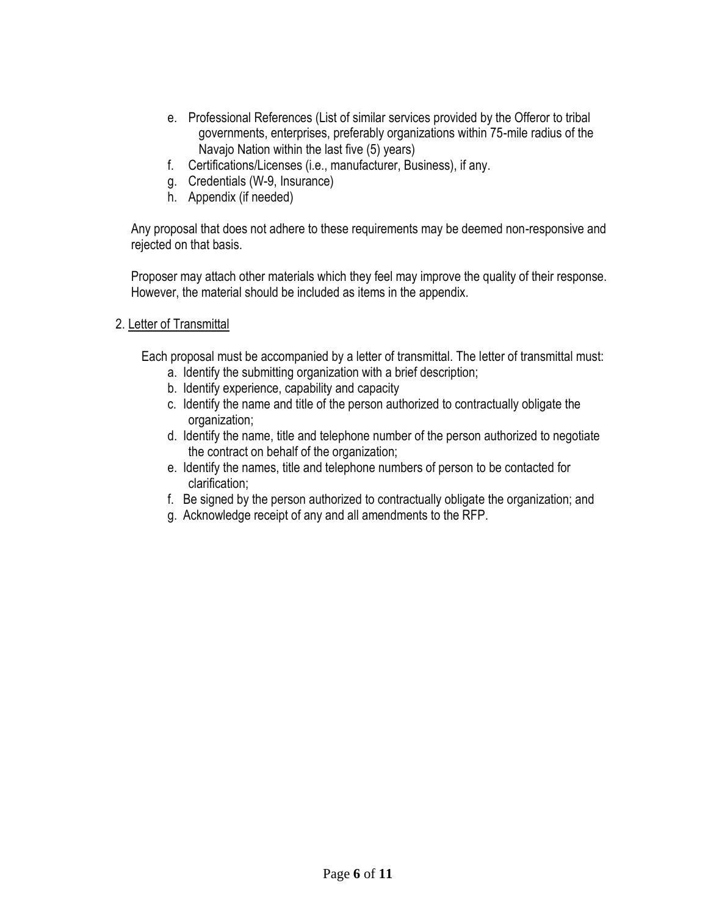e. Professional References (List of similar services provided by the Offeror to tribal governments, enterprises, preferably organizations within 75-mile radius of the Navajo Nation within the last five (5) years)
f. Certifications/Licenses (i.e., manufacturer, Business), if any.
g. Credentials (W-9, Insurance)
h. Appendix (if needed)

Any proposal that does not adhere to these requirements may be deemed non-responsive and rejected on that basis.

Proposer may attach other materials which they feel may improve the quality of their response. However, the material should be included as items in the appendix.

2. Letter of Transmittal

Each proposal must be accompanied by a letter of transmittal. The letter of transmittal must:

a. Identify the submitting organization with a brief description;
b. Identify experience, capability and capacity
c. Identify the name and title of the person authorized to contractually obligate the organization;
d. Identify the name, title and telephone number of the person authorized to negotiate the contract on behalf of the organization;
e. Identify the names, title and telephone numbers of person to be contacted for clarification;
f. Be signed by the person authorized to contractually obligate the organization; and
g. Acknowledge receipt of any and all amendments to the RFP.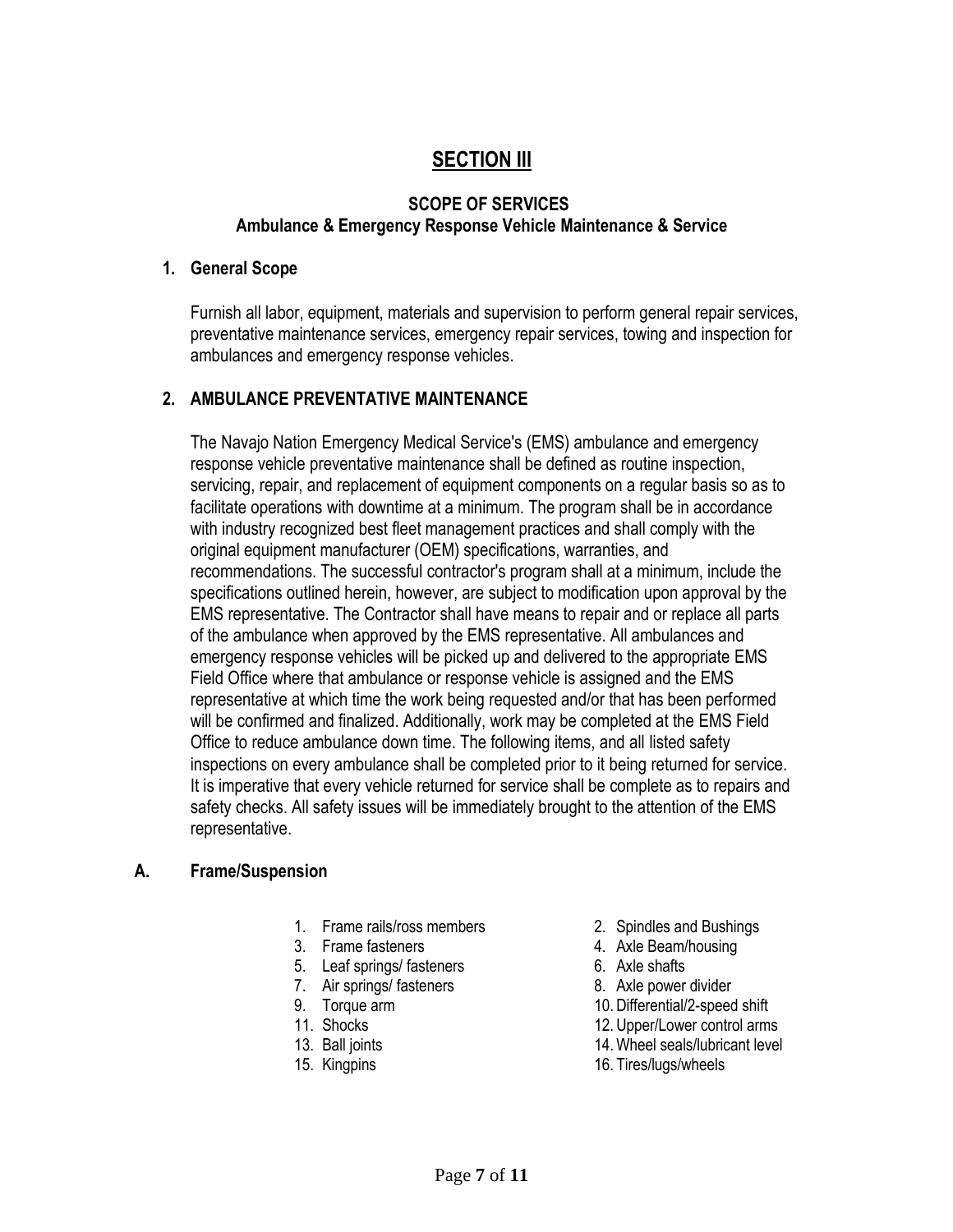# SECTION III

## SCOPE OF SERVICES
## Ambulance & Emergency Response Vehicle Maintenance & Service

### 1. General Scope

Furnish all labor, equipment, materials and supervision to perform general repair services, preventative maintenance services, emergency repair services, towing and inspection for ambulances and emergency response vehicles.

### 2. AMBULANCE PREVENTATIVE MAINTENANCE

The Navajo Nation Emergency Medical Service's (EMS) ambulance and emergency response vehicle preventative maintenance shall be defined as routine inspection, servicing, repair, and replacement of equipment components on a regular basis so as to facilitate operations with downtime at a minimum. The program shall be in accordance with industry recognized best fleet management practices and shall comply with the original equipment manufacturer (OEM) specifications, warranties, and recommendations. The successful contractor's program shall at a minimum, include the specifications outlined herein, however, are subject to modification upon approval by the EMS representative. The Contractor shall have means to repair and or replace all parts of the ambulance when approved by the EMS representative. All ambulances and emergency response vehicles will be picked up and delivered to the appropriate EMS Field Office where that ambulance or response vehicle is assigned and the EMS representative at which time the work being requested and/or that has been performed will be confirmed and finalized. Additionally, work may be completed at the EMS Field Office to reduce ambulance down time. The following items, and all listed safety inspections on every ambulance shall be completed prior to it being returned for service. It is imperative that every vehicle returned for service shall be complete as to repairs and safety checks. All safety issues will be immediately brought to the attention of the EMS representative.

### A. Frame/Suspension

1. Frame rails/ross members
2. Spindles and Bushings
3. Frame fasteners
4. Axle Beam/housing
5. Leaf springs/ fasteners
6. Axle shafts
7. Air springs/ fasteners
8. Axle power divider
9. Torque arm
10. Differential/2-speed shift
11. Shocks
12. Upper/Lower control arms
13. Ball joints
14. Wheel seals/lubricant level
15. Kingpins
16. Tires/lugs/wheels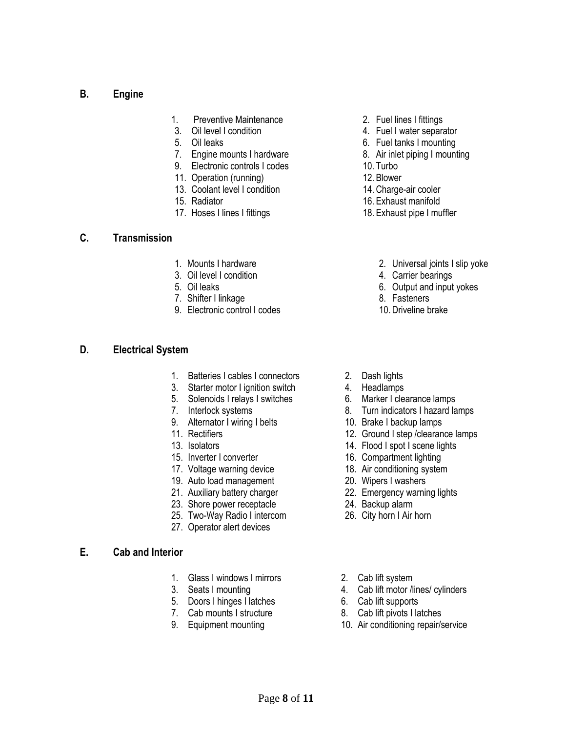## B. Engine

1. Preventive Maintenance
2. Fuel lines I fittings
3. Oil level I condition
4. Fuel I water separator
5. Oil leaks
6. Fuel tanks I mounting
7. Engine mounts I hardware
8. Air inlet piping I mounting
9. Electronic controls I codes
10. Turbo
11. Operation (running)
12. Blower
13. Coolant level I condition
14. Charge-air cooler
15. Radiator
16. Exhaust manifold
17. Hoses I lines I fittings
18. Exhaust pipe I muffler

## C. Transmission

1. Mounts I hardware
2. Universal joints I slip yoke
3. Oil level I condition
4. Carrier bearings
5. Oil leaks
6. Output and input yokes
7. Shifter I linkage
8. Fasteners
9. Electronic control I codes
10. Driveline brake

## D. Electrical System

1. Batteries I cables I connectors
2. Dash lights
3. Starter motor I ignition switch
4. Headlamps
5. Solenoids I relays I switches
6. Marker I clearance lamps
7. Interlock systems
8. Turn indicators I hazard lamps
9. Alternator I wiring I belts
10. Brake I backup lamps
11. Rectifiers
12. Ground I step /clearance lamps
13. Isolators
14. Flood I spot I scene lights
15. Inverter I converter
16. Compartment lighting
17. Voltage warning device
18. Air conditioning system
19. Auto load management
20. Wipers I washers
21. Auxiliary battery charger
22. Emergency warning lights
23. Shore power receptacle
24. Backup alarm
25. Two-Way Radio I intercom
26. City horn I Air horn
27. Operator alert devices

## E. Cab and Interior

1. Glass I windows I mirrors
2. Cab lift system
3. Seats I mounting
4. Cab lift motor /lines/ cylinders
5. Doors I hinges I latches
6. Cab lift supports
7. Cab mounts I structure
8. Cab lift pivots I latches
9. Equipment mounting
10. Air conditioning repair/service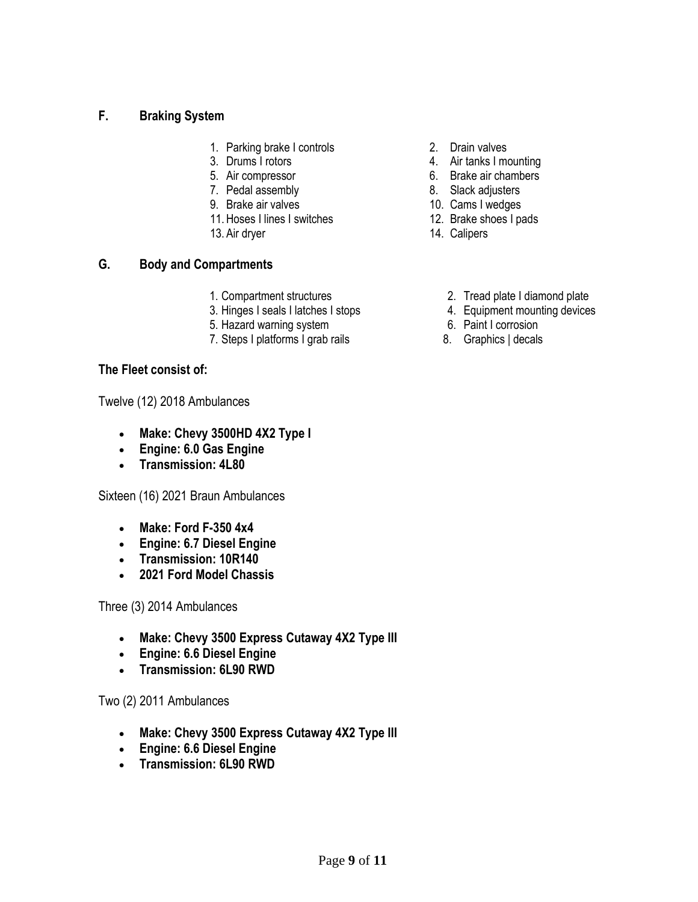## F. Braking System

1. Parking brake I controls
2. Drain valves
3. Drums I rotors
4. Air tanks I mounting
5. Air compressor
6. Brake air chambers
7. Pedal assembly
8. Slack adjusters
9. Brake air valves
10. Cams I wedges
11. Hoses I lines I switches
12. Brake shoes I pads
13. Air dryer
14. Calipers

## G. Body and Compartments

1. Compartment structures
2. Tread plate I diamond plate
3. Hinges I seals I latches I stops
4. Equipment mounting devices
5. Hazard warning system
6. Paint I corrosion
7. Steps I platforms I grab rails
8. Graphics | decals

**The Fleet consist of:**

Twelve (12) 2018 Ambulances

- **Make: Chevy 3500HD 4X2 Type I**
- **Engine: 6.0 Gas Engine**
- **Transmission: 4L80**

Sixteen (16) 2021 Braun Ambulances

- **Make: Ford F-350 4x4**
- **Engine: 6.7 Diesel Engine**
- **Transmission: 10R140**
- **2021 Ford Model Chassis**

Three (3) 2014 Ambulances

- **Make: Chevy 3500 Express Cutaway 4X2 Type III**
- **Engine: 6.6 Diesel Engine**
- **Transmission: 6L90 RWD**

Two (2) 2011 Ambulances

- **Make: Chevy 3500 Express Cutaway 4X2 Type III**
- **Engine: 6.6 Diesel Engine**
- **Transmission: 6L90 RWD**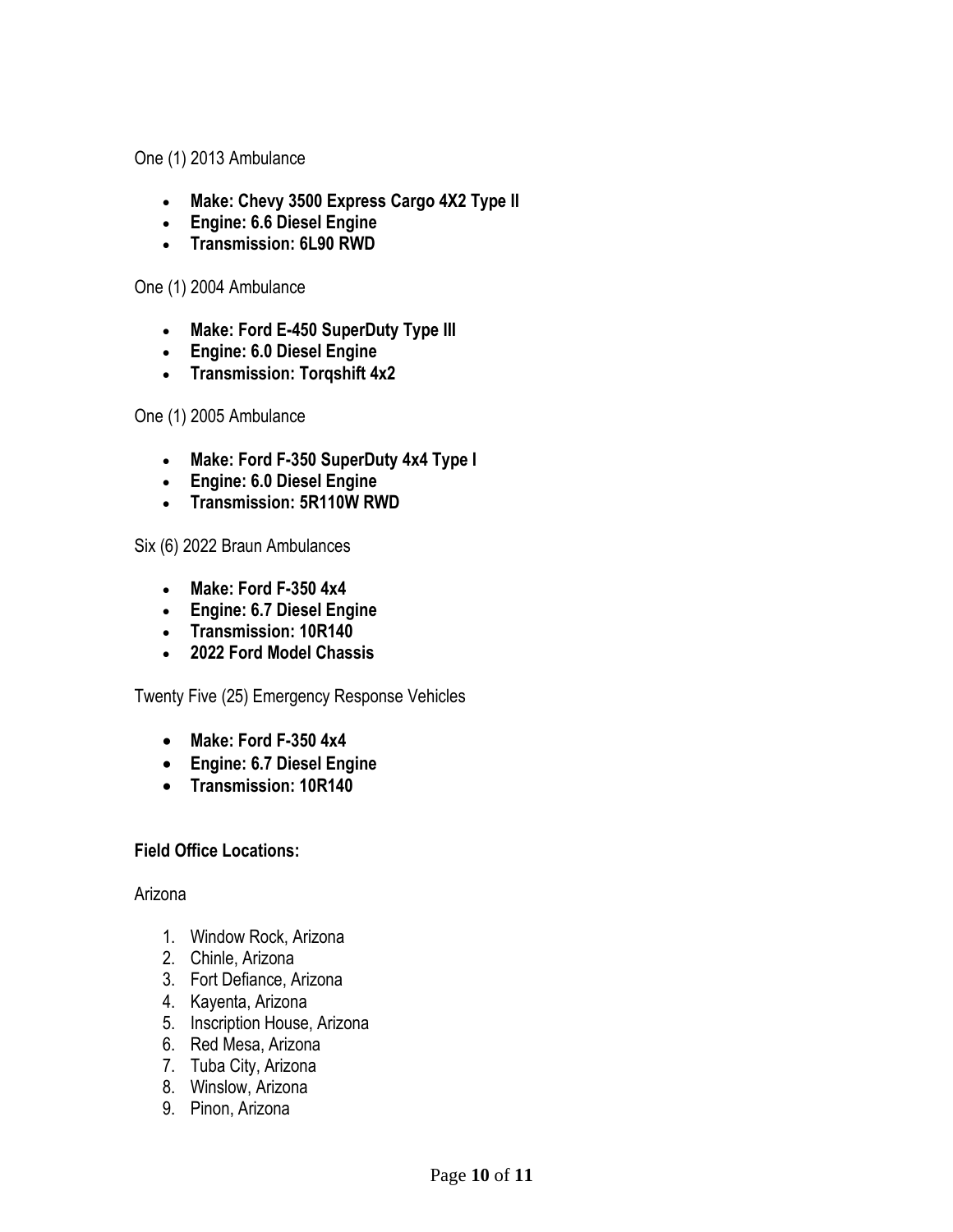One (1) 2013 Ambulance

- **Make: Chevy 3500 Express Cargo 4X2 Type II**
- **Engine: 6.6 Diesel Engine**
- **Transmission: 6L90 RWD**

One (1) 2004 Ambulance

- **Make: Ford E-450 SuperDuty Type III**
- **Engine: 6.0 Diesel Engine**
- **Transmission: Torqshift 4x2**

One (1) 2005 Ambulance

- **Make: Ford F-350 SuperDuty 4x4 Type I**
- **Engine: 6.0 Diesel Engine**
- **Transmission: 5R110W RWD**

Six (6) 2022 Braun Ambulances

- **Make: Ford F-350 4x4**
- **Engine: 6.7 Diesel Engine**
- **Transmission: 10R140**
- **2022 Ford Model Chassis**

Twenty Five (25) Emergency Response Vehicles

- **Make: Ford F-350 4x4**
- **Engine: 6.7 Diesel Engine**
- **Transmission: 10R140**

**Field Office Locations:**

Arizona

1. Window Rock, Arizona
2. Chinle, Arizona
3. Fort Defiance, Arizona
4. Kayenta, Arizona
5. Inscription House, Arizona
6. Red Mesa, Arizona
7. Tuba City, Arizona
8. Winslow, Arizona
9. Pinon, Arizona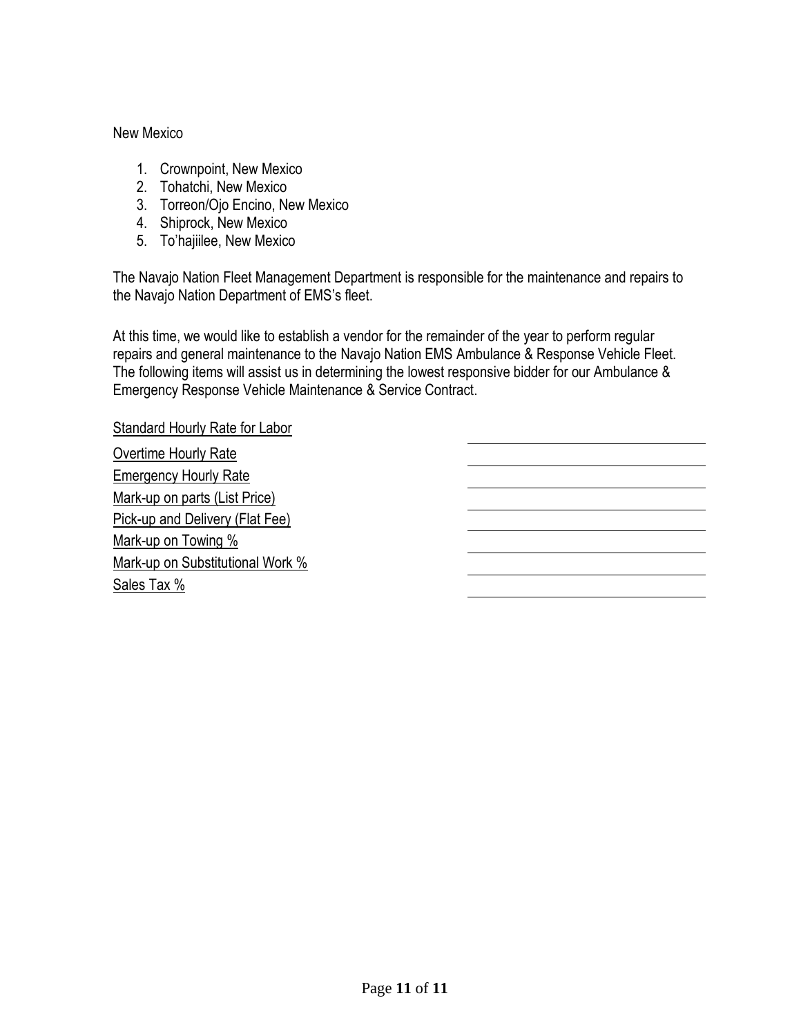New Mexico

1. Crownpoint, New Mexico
2. Tohatchi, New Mexico
3. Torreon/Ojo Encino, New Mexico
4. Shiprock, New Mexico
5. To'hajiilee, New Mexico

The Navajo Nation Fleet Management Department is responsible for the maintenance and repairs to the Navajo Nation Department of EMS's fleet.

At this time, we would like to establish a vendor for the remainder of the year to perform regular repairs and general maintenance to the Navajo Nation EMS Ambulance & Response Vehicle Fleet. The following items will assist us in determining the lowest responsive bidder for our Ambulance & Emergency Response Vehicle Maintenance & Service Contract.

| | |
|---|---|
| Standard Hourly Rate for Labor | ______________________ |
| Overtime Hourly Rate | ______________________ |
| Emergency Hourly Rate | ______________________ |
| Mark-up on parts (List Price) | ______________________ |
| Pick-up and Delivery (Flat Fee) | ______________________ |
| Mark-up on Towing % | ______________________ |
| Mark-up on Substitutional Work % | ______________________ |
| Sales Tax % | ______________________ |